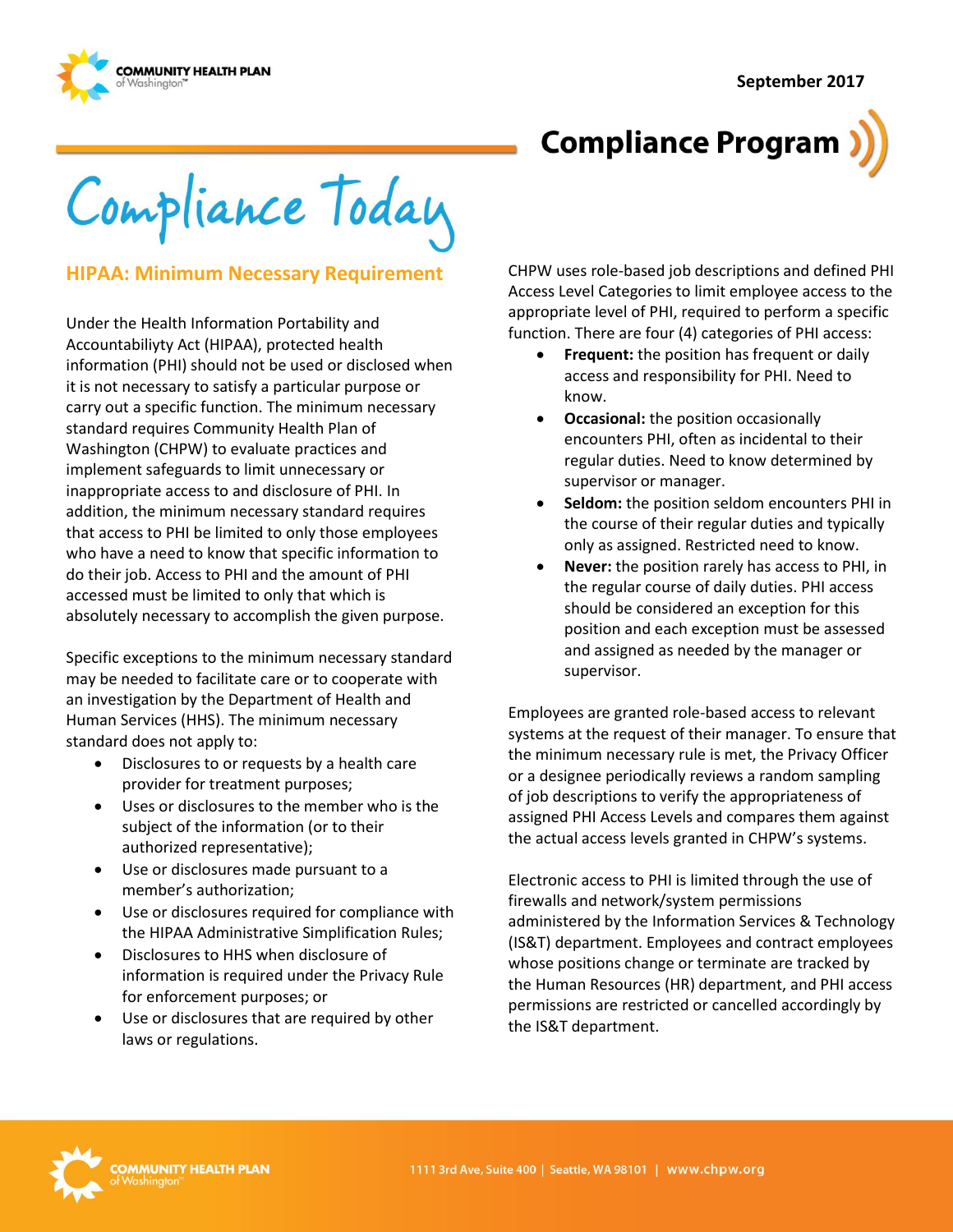September 2017

# Compliance Program

# Compliance Today

## HIPAA: Minimum Necessary Requirement

Under the Health Information Portability and Accountabiliyty Act (HIPAA), protected health information (PHI) should not be used or disclosed when it is not necessary to satisfy a particular purpose or carry out a specific function. The minimum necessary standard requires Community Health Plan of Washington (CHPW) to evaluate practices and implement safeguards to limit unnecessary or inappropriate access to and disclosure of PHI. In addition, the minimum necessary standard requires that access to PHI be limited to only those employees who have a need to know that specific information to do their job. Access to PHI and the amount of PHI accessed must be limited to only that which is absolutely necessary to accomplish the given purpose.

Specific exceptions to the minimum necessary standard may be needed to facilitate care or to cooperate with an investigation by the Department of Health and Human Services (HHS). The minimum necessary standard does not apply to:

- Disclosures to or requests by a health care provider for treatment purposes;
- Uses or disclosures to the member who is the subject of the information (or to their authorized representative);
- Use or disclosures made pursuant to a member's authorization;
- Use or disclosures required for compliance with the HIPAA Administrative Simplification Rules;
- Disclosures to HHS when disclosure of information is required under the Privacy Rule for enforcement purposes; or
- Use or disclosures that are required by other laws or regulations.

CHPW uses role-based job descriptions and defined PHI Access Level Categories to limit employee access to the appropriate level of PHI, required to perform a specific function. There are four (4) categories of PHI access:

- **Frequent:** the position has frequent or daily access and responsibility for PHI. Need to know.
- **Occasional:** the position occasionally encounters PHI, often as incidental to their regular duties. Need to know determined by supervisor or manager.
- **Seldom:** the position seldom encounters PHI in the course of their regular duties and typically only as assigned. Restricted need to know.
- **Never:** the position rarely has access to PHI, in the regular course of daily duties. PHI access should be considered an exception for this position and each exception must be assessed and assigned as needed by the manager or supervisor.

Employees are granted role-based access to relevant systems at the request of their manager. To ensure that the minimum necessary rule is met, the Privacy Officer or a designee periodically reviews a random sampling of job descriptions to verify the appropriateness of assigned PHI Access Levels and compares them against the actual access levels granted in CHPW's systems.

Electronic access to PHI is limited through the use of firewalls and network/system permissions administered by the Information Services & Technology (IS&T) department. Employees and contract employees whose positions change or terminate are tracked by the Human Resources (HR) department, and PHI access permissions are restricted or cancelled accordingly by the IS&T department.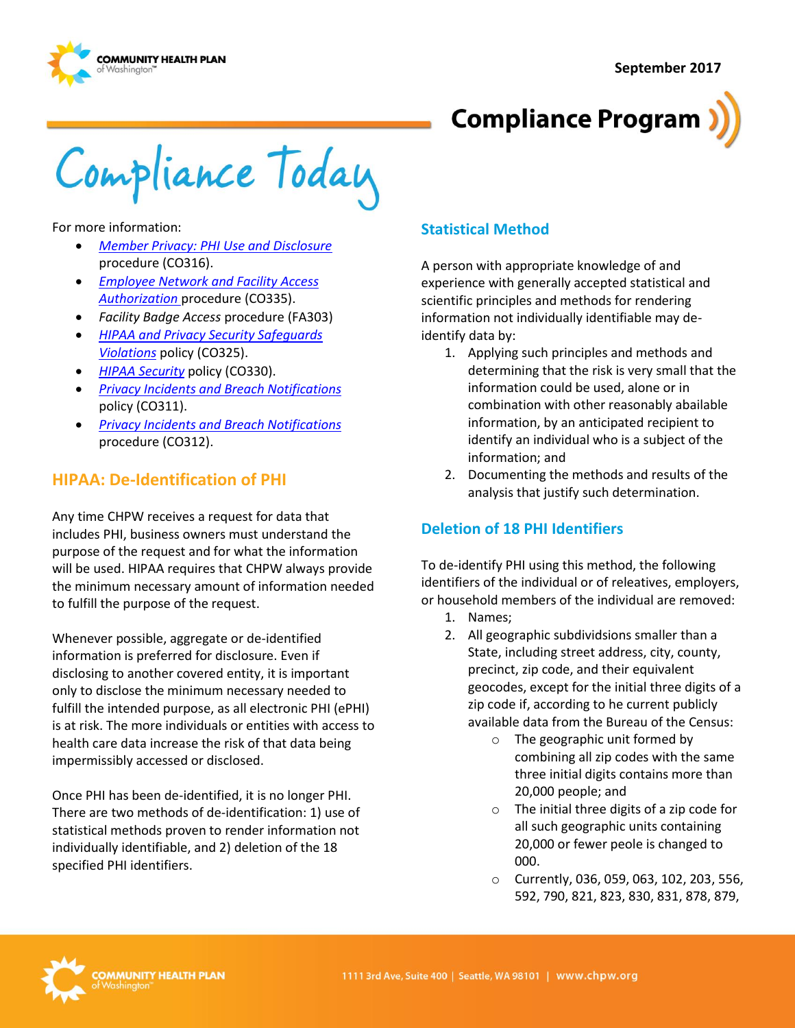# Compliance Today

**September 2017**

## Compliance Program

For more information:

- *Member Privacy: PHI Use and Disclosure* procedure (CO316).
- *Employee Network and Facility Access Authorization* procedure (CO335).
- *Facility Badge Access* procedure (FA303)
- *HIPAA and Privacy Security Safeguards Violations* policy (CO325).
- *HIPAA Security* policy (CO330).
- *Privacy Incidents and Breach Notifications* policy (CO311).
- *Privacy Incidents and Breach Notifications* procedure (CO312).

### HIPAA: De-Identification of PHI

Any time CHPW receives a request for data that includes PHI, business owners must understand the purpose of the request and for what the information will be used. HIPAA requires that CHPW always provide the minimum necessary amount of information needed to fulfill the purpose of the request.

Whenever possible, aggregate or de-identified information is preferred for disclosure. Even if disclosing to another covered entity, it is important only to disclose the minimum necessary needed to fulfill the intended purpose, as all electronic PHI (ePHI) is at risk. The more individuals or entities with access to health care data increase the risk of that data being impermissibly accessed or disclosed.

Once PHI has been de-identified, it is no longer PHI. There are two methods of de-identification: 1) use of statistical methods proven to render information not individually identifiable, and 2) deletion of the 18 specified PHI identifiers.

### Statistical Method

A person with appropriate knowledge of and experience with generally accepted statistical and scientific principles and methods for rendering information not individually identifiable may de-identify data by:

1. Applying such principles and methods and determining that the risk is very small that the information could be used, alone or in combination with other reasonably abailable information, by an anticipated recipient to identify an individual who is a subject of the information; and
2. Documenting the methods and results of the analysis that justify such determination.

### Deletion of 18 PHI Identifiers

To de-identify PHI using this method, the following identifiers of the individual or of releatives, employers, or household members of the individual are removed:

1. Names;
2. All geographic subdividsions smaller than a State, including street address, city, county, precinct, zip code, and their equivalent geocodes, except for the initial three digits of a zip code if, according to he current publicly available data from the Bureau of the Census:
   - The geographic unit formed by combining all zip codes with the same three initial digits contains more than 20,000 people; and
   - The initial three digits of a zip code for all such geographic units containing 20,000 or fewer peole is changed to 000.
   - Currently, 036, 059, 063, 102, 203, 556, 592, 790, 821, 823, 830, 831, 878, 879,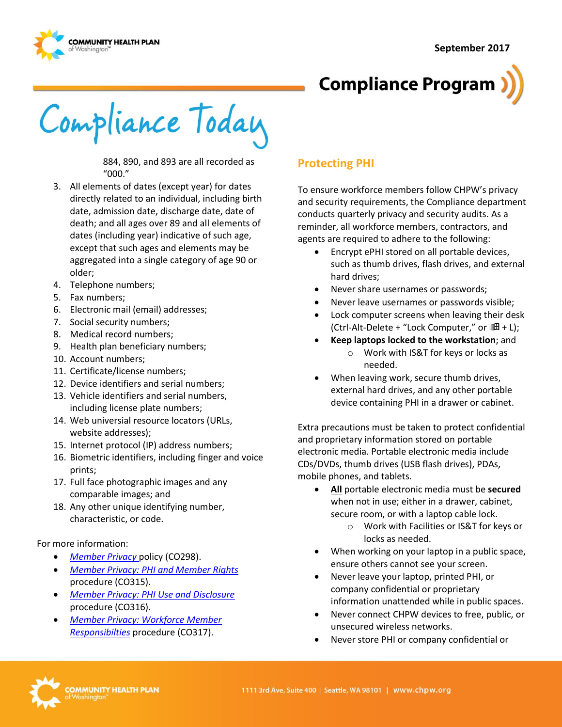884, 890, and 893 are all recorded as "000."

3. All elements of dates (except year) for dates directly related to an individual, including birth date, admission date, discharge date, date of death; and all ages over 89 and all elements of dates (including year) indicative of such age, except that such ages and elements may be aggregated into a single category of age 90 or older;
4. Telephone numbers;
5. Fax numbers;
6. Electronic mail (email) addresses;
7. Social security numbers;
8. Medical record numbers;
9. Health plan beneficiary numbers;
10. Account numbers;
11. Certificate/license numbers;
12. Device identifiers and serial numbers;
13. Vehicle identifiers and serial numbers, including license plate numbers;
14. Web universial resource locators (URLs, website addresses);
15. Internet protocol (IP) address numbers;
16. Biometric identifiers, including finger and voice prints;
17. Full face photographic images and any comparable images; and
18. Any other unique identifying number, characteristic, or code.

For more information:

- *Member Privacy* policy (CO298).
- *Member Privacy: PHI and Member Rights* procedure (CO315).
- *Member Privacy: PHI Use and Disclosure* procedure (CO316).
- *Member Privacy: Workforce Member Responsibilties* procedure (CO317).

## Protecting PHI

To ensure workforce members follow CHPW's privacy and security requirements, the Compliance department conducts quarterly privacy and security audits. As a reminder, all workforce members, contractors, and agents are required to adhere to the following:

- Encrypt ePHI stored on all portable devices, such as thumb drives, flash drives, and external hard drives;
- Never share usernames or passwords;
- Never leave usernames or passwords visible;
- Lock computer screens when leaving their desk (Ctrl-Alt-Delete + "Lock Computer," or ⊞ + L);
- **Keep laptops locked to the workstation**; and
  - Work with IS&T for keys or locks as needed.
- When leaving work, secure thumb drives, external hard drives, and any other portable device containing PHI in a drawer or cabinet.

Extra precautions must be taken to protect confidential and proprietary information stored on portable electronic media. Portable electronic media include CDs/DVDs, thumb drives (USB flash drives), PDAs, mobile phones, and tablets.

- **All** portable electronic media must be **secured** when not in use; either in a drawer, cabinet, secure room, or with a laptop cable lock.
  - Work with Facilities or IS&T for keys or locks as needed.
- When working on your laptop in a public space, ensure others cannot see your screen.
- Never leave your laptop, printed PHI, or company confidential or proprietary information unattended while in public spaces.
- Never connect CHPW devices to free, public, or unsecured wireless networks.
- Never store PHI or company confidential or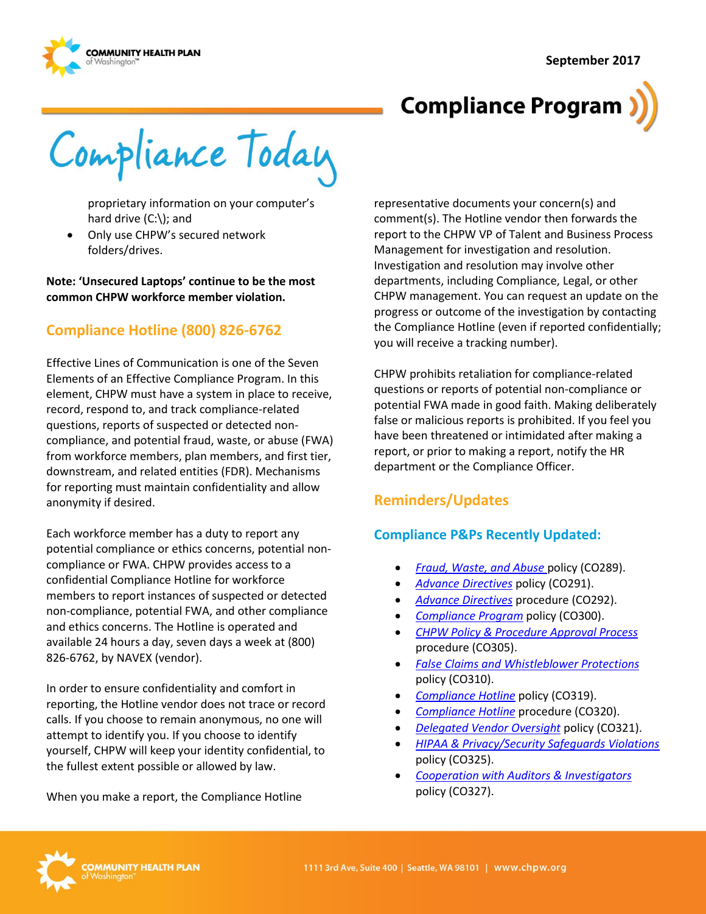proprietary information on your computer's hard drive (C:\); and

- Only use CHPW's secured network folders/drives.

**Note: 'Unsecured Laptops' continue to be the most common CHPW workforce member violation.**

## Compliance Hotline (800) 826-6762

Effective Lines of Communication is one of the Seven Elements of an Effective Compliance Program. In this element, CHPW must have a system in place to receive, record, respond to, and track compliance-related questions, reports of suspected or detected non-compliance, and potential fraud, waste, or abuse (FWA) from workforce members, plan members, and first tier, downstream, and related entities (FDR). Mechanisms for reporting must maintain confidentiality and allow anonymity if desired.

Each workforce member has a duty to report any potential compliance or ethics concerns, potential non-compliance or FWA. CHPW provides access to a confidential Compliance Hotline for workforce members to report instances of suspected or detected non-compliance, potential FWA, and other compliance and ethics concerns. The Hotline is operated and available 24 hours a day, seven days a week at (800) 826-6762, by NAVEX (vendor).

In order to ensure confidentiality and comfort in reporting, the Hotline vendor does not trace or record calls. If you choose to remain anonymous, no one will attempt to identify you. If you choose to identify yourself, CHPW will keep your identity confidential, to the fullest extent possible or allowed by law.

When you make a report, the Compliance Hotline representative documents your concern(s) and comment(s). The Hotline vendor then forwards the report to the CHPW VP of Talent and Business Process Management for investigation and resolution. Investigation and resolution may involve other departments, including Compliance, Legal, or other CHPW management. You can request an update on the progress or outcome of the investigation by contacting the Compliance Hotline (even if reported confidentially; you will receive a tracking number).

CHPW prohibits retaliation for compliance-related questions or reports of potential non-compliance or potential FWA made in good faith. Making deliberately false or malicious reports is prohibited. If you feel you have been threatened or intimidated after making a report, or prior to making a report, notify the HR department or the Compliance Officer.

## Reminders/Updates

### Compliance P&Ps Recently Updated:

- *Fraud, Waste, and Abuse* policy (CO289).
- *Advance Directives* policy (CO291).
- *Advance Directives* procedure (CO292).
- *Compliance Program* policy (CO300).
- *CHPW Policy & Procedure Approval Process* procedure (CO305).
- *False Claims and Whistleblower Protections* policy (CO310).
- *Compliance Hotline* policy (CO319).
- *Compliance Hotline* procedure (CO320).
- *Delegated Vendor Oversight* policy (CO321).
- *HIPAA & Privacy/Security Safeguards Violations* policy (CO325).
- *Cooperation with Auditors & Investigators* policy (CO327).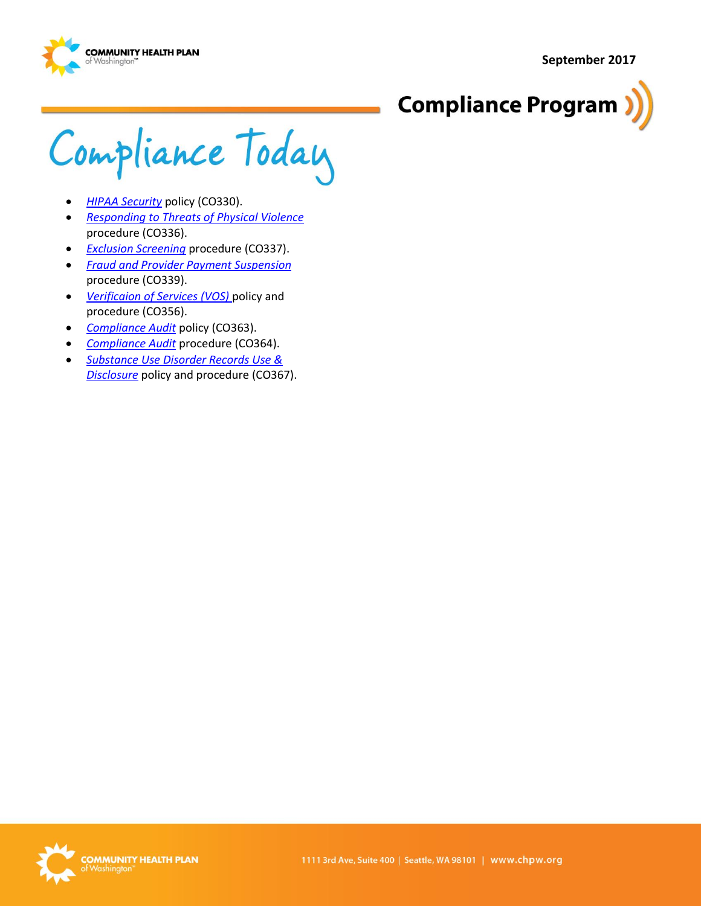- *HIPAA Security* policy (CO330).
- *Responding to Threats of Physical Violence* procedure (CO336).
- *Exclusion Screening* procedure (CO337).
- *Fraud and Provider Payment Suspension* procedure (CO339).
- *Verificaion of Services (VOS)* policy and procedure (CO356).
- *Compliance Audit* policy (CO363).
- *Compliance Audit* procedure (CO364).
- *Substance Use Disorder Records Use & Disclosure* policy and procedure (CO367).